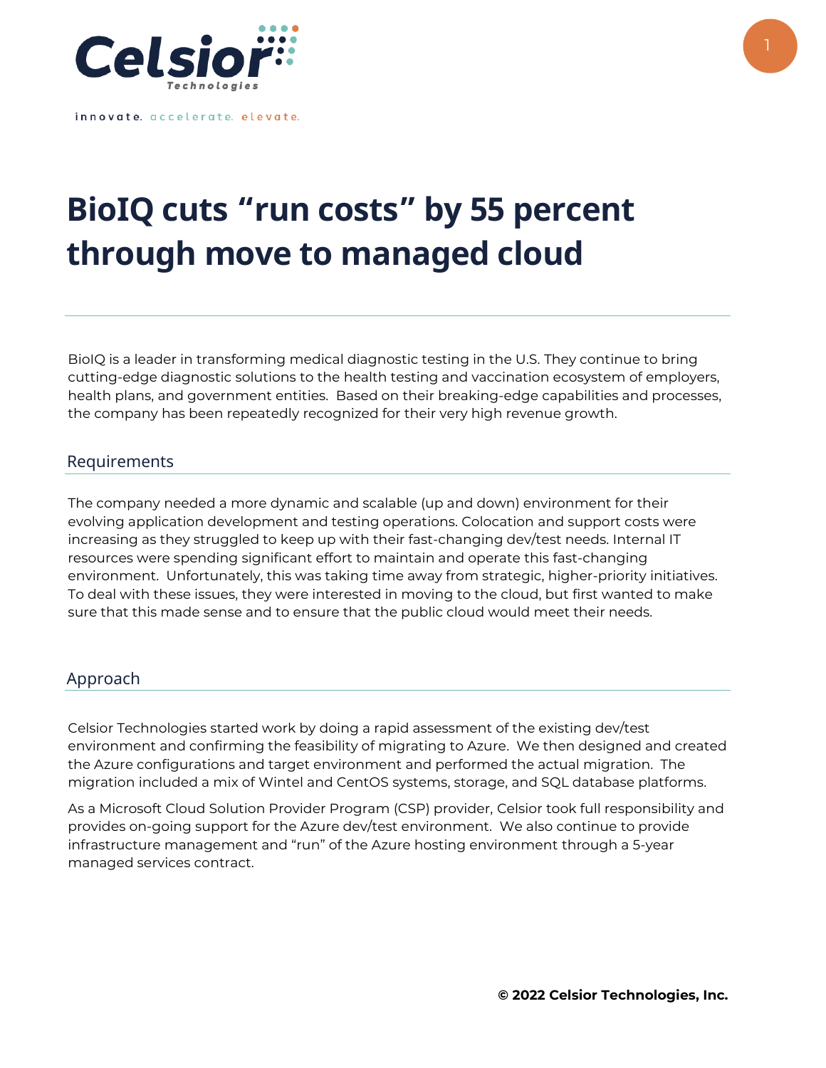Celsior Technologies

innovate. accelerate. elevate.

# BioIQ cuts "run costs" by 55 percent through move to managed cloud

BioIQ is a leader in transforming medical diagnostic testing in the U.S. They continue to bring cutting-edge diagnostic solutions to the health testing and vaccination ecosystem of employers, health plans, and government entities. Based on their breaking-edge capabilities and processes, the company has been repeatedly recognized for their very high revenue growth.

## Requirements

The company needed a more dynamic and scalable (up and down) environment for their evolving application development and testing operations. Colocation and support costs were increasing as they struggled to keep up with their fast-changing dev/test needs. Internal IT resources were spending significant effort to maintain and operate this fast-changing environment. Unfortunately, this was taking time away from strategic, higher-priority initiatives. To deal with these issues, they were interested in moving to the cloud, but first wanted to make sure that this made sense and to ensure that the public cloud would meet their needs.

## Approach

Celsior Technologies started work by doing a rapid assessment of the existing dev/test environment and confirming the feasibility of migrating to Azure. We then designed and created the Azure configurations and target environment and performed the actual migration. The migration included a mix of Wintel and CentOS systems, storage, and SQL database platforms.

As a Microsoft Cloud Solution Provider Program (CSP) provider, Celsior took full responsibility and provides on-going support for the Azure dev/test environment. We also continue to provide infrastructure management and "run" of the Azure hosting environment through a 5-year managed services contract.

**© 2022 Celsior Technologies, Inc.**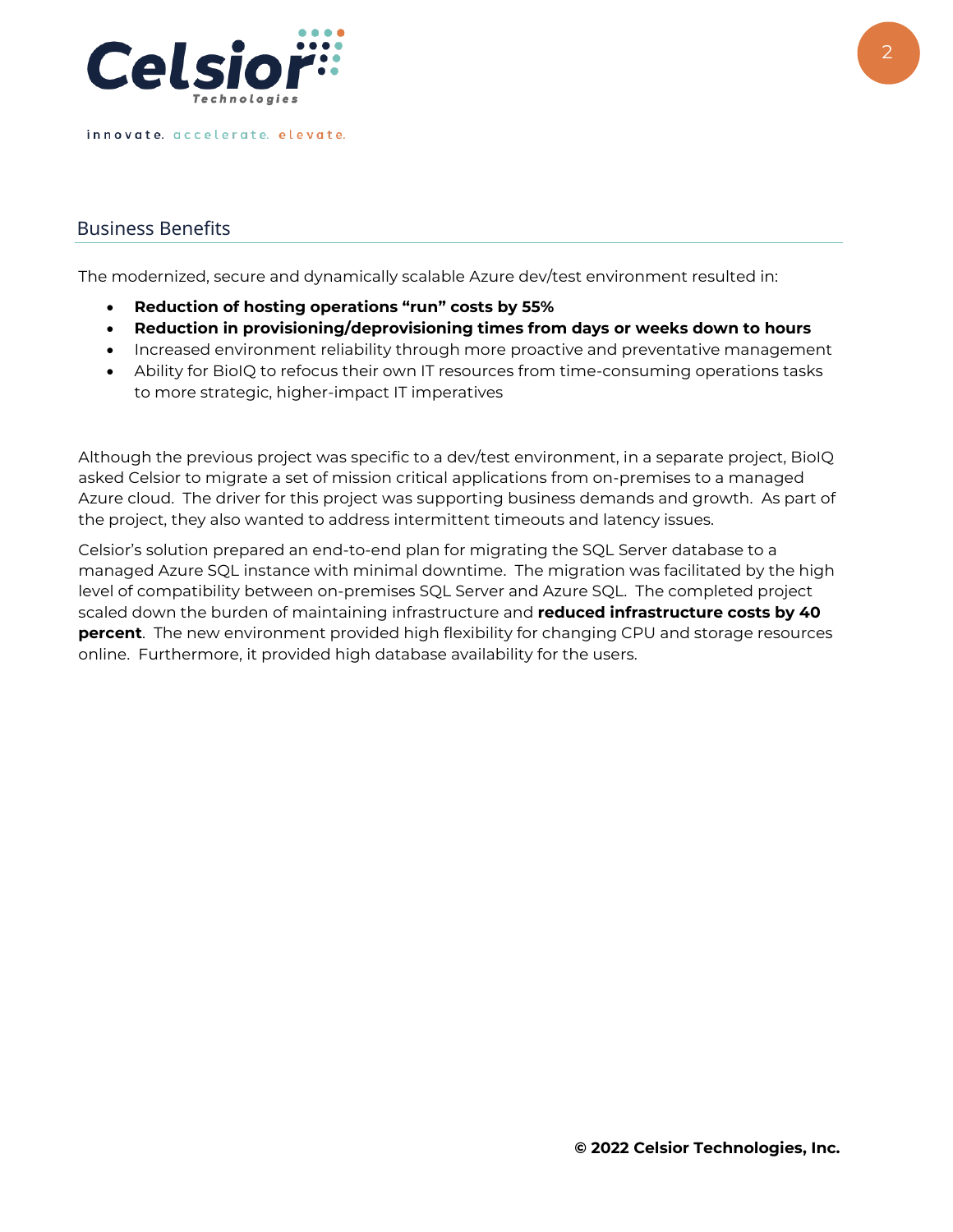## Business Benefits

The modernized, secure and dynamically scalable Azure dev/test environment resulted in:

- **Reduction of hosting operations "run" costs by 55%**
- **Reduction in provisioning/deprovisioning times from days or weeks down to hours**
- Increased environment reliability through more proactive and preventative management
- Ability for BioIQ to refocus their own IT resources from time-consuming operations tasks to more strategic, higher-impact IT imperatives

Although the previous project was specific to a dev/test environment, in a separate project, BioIQ asked Celsior to migrate a set of mission critical applications from on-premises to a managed Azure cloud. The driver for this project was supporting business demands and growth. As part of the project, they also wanted to address intermittent timeouts and latency issues.

Celsior's solution prepared an end-to-end plan for migrating the SQL Server database to a managed Azure SQL instance with minimal downtime. The migration was facilitated by the high level of compatibility between on-premises SQL Server and Azure SQL. The completed project scaled down the burden of maintaining infrastructure and **reduced infrastructure costs by 40 percent**. The new environment provided high flexibility for changing CPU and storage resources online. Furthermore, it provided high database availability for the users.

**© 2022 Celsior Technologies, Inc.**